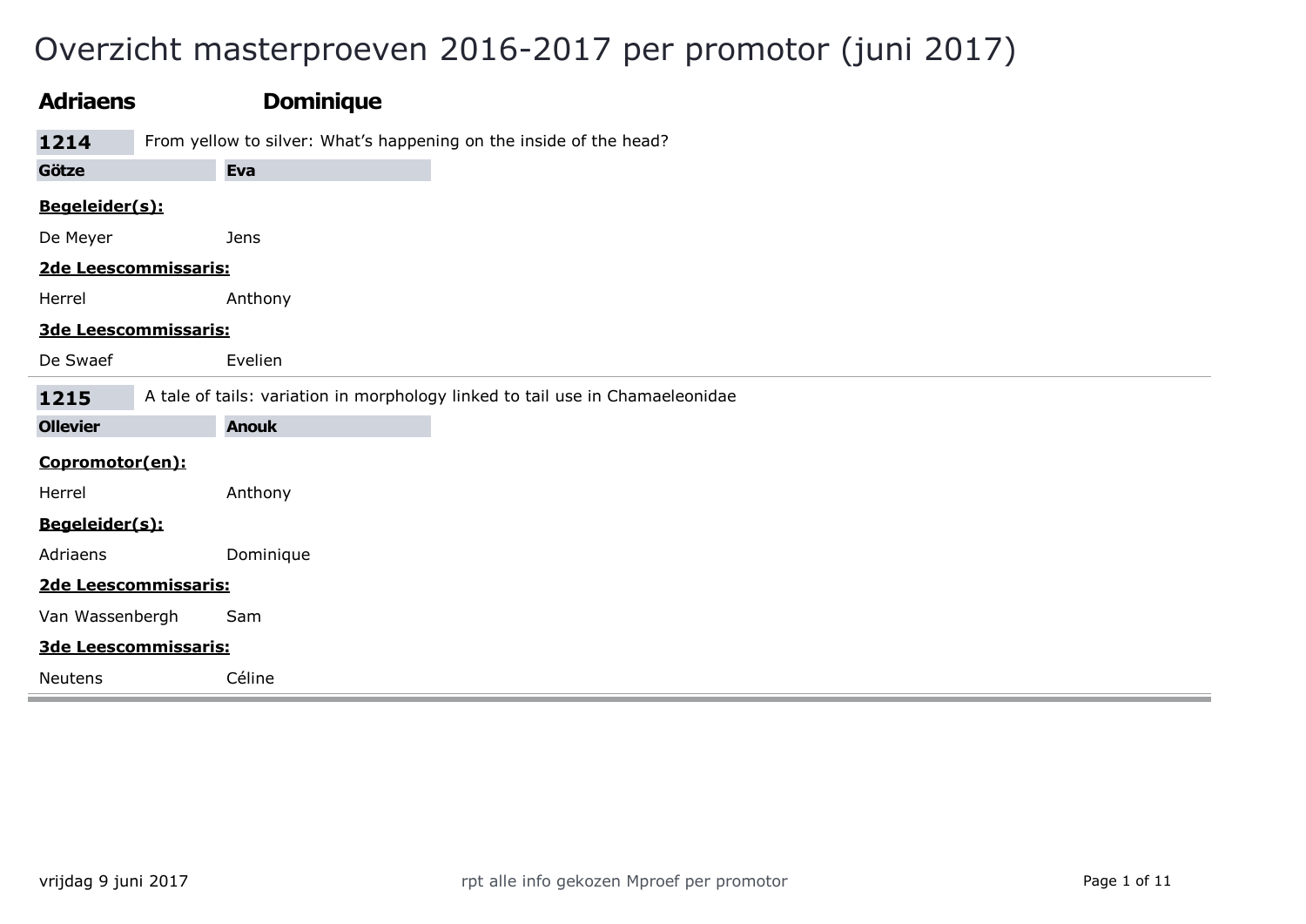# Overzicht masterproeven 2016-2017 per promotor (juni 2017)

## Adriaens Dominique

**1214** From yellow to silver: What's happening on the inside of the head?

**Götze Eva**

**Begeleider(s):**

De Meyer Jens

**2de Leescommissaris:**

Herrel Anthony

**3de Leescommissaris:**

De Swaef Evelien

---

**1215** A tale of tails: variation in morphology linked to tail use in Chamaeleonidae

**Ollevier Anouk**

**Copromotor(en):**

Herrel Anthony

**Begeleider(s):**

Adriaens Dominique

**2de Leescommissaris:**

Van Wassenbergh Sam

**3de Leescommissaris:**

Neutens Céline

---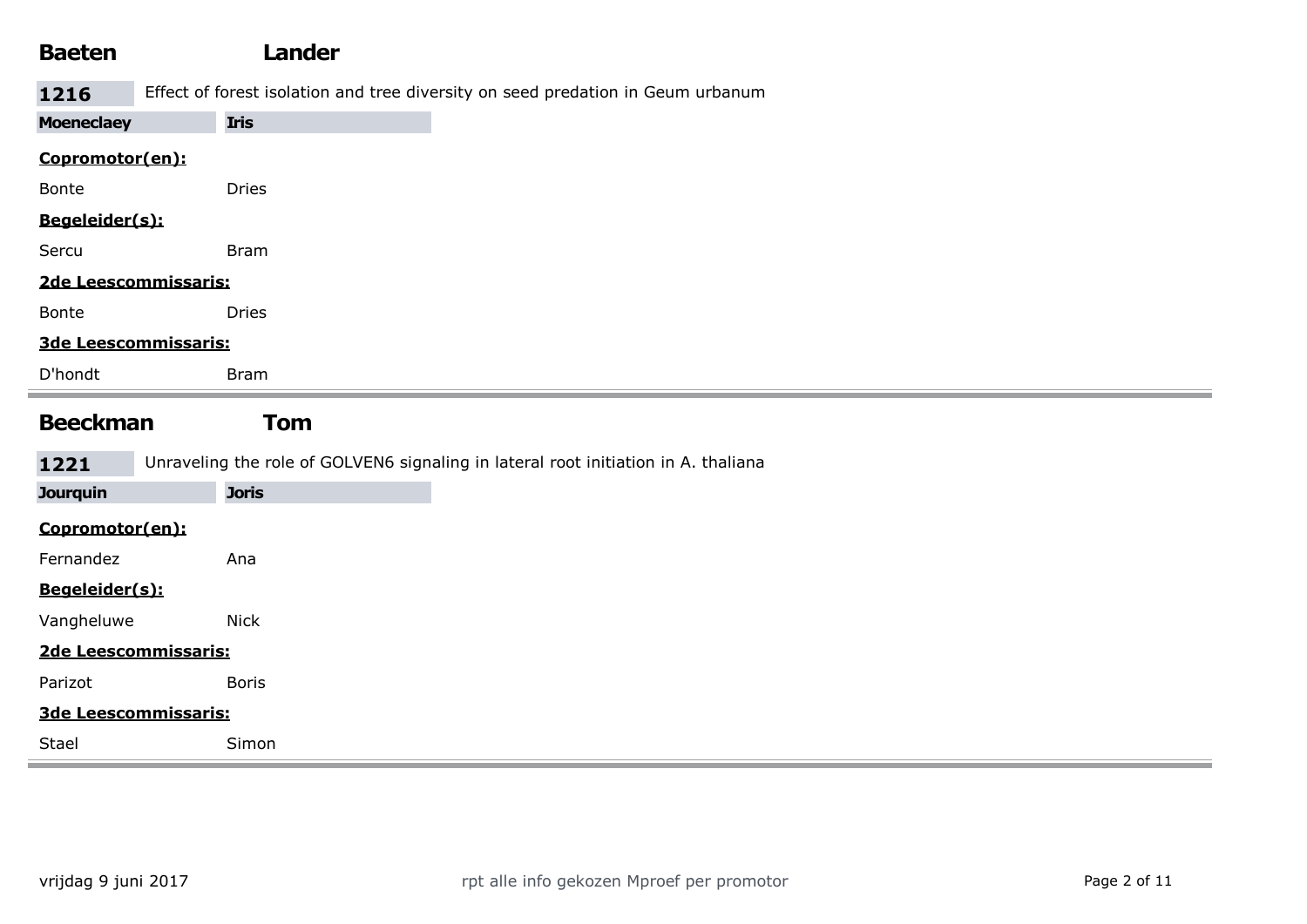## Baeten Lander

**1216** Effect of forest isolation and tree diversity on seed predation in Geum urbanum

**Moeneclaey Iris**

**Copromotor(en):**

Bonte Dries

**Begeleider(s):**

Sercu Bram

**2de Leescommissaris:**

Bonte Dries

**3de Leescommissaris:**

D'hondt Bram

---

## Beeckman Tom

**1221** Unraveling the role of GOLVEN6 signaling in lateral root initiation in A. thaliana

**Jourquin Joris**

**Copromotor(en):**

Fernandez Ana

**Begeleider(s):**

Vangheluwe Nick

**2de Leescommissaris:**

Parizot Boris

**3de Leescommissaris:**

Stael Simon

---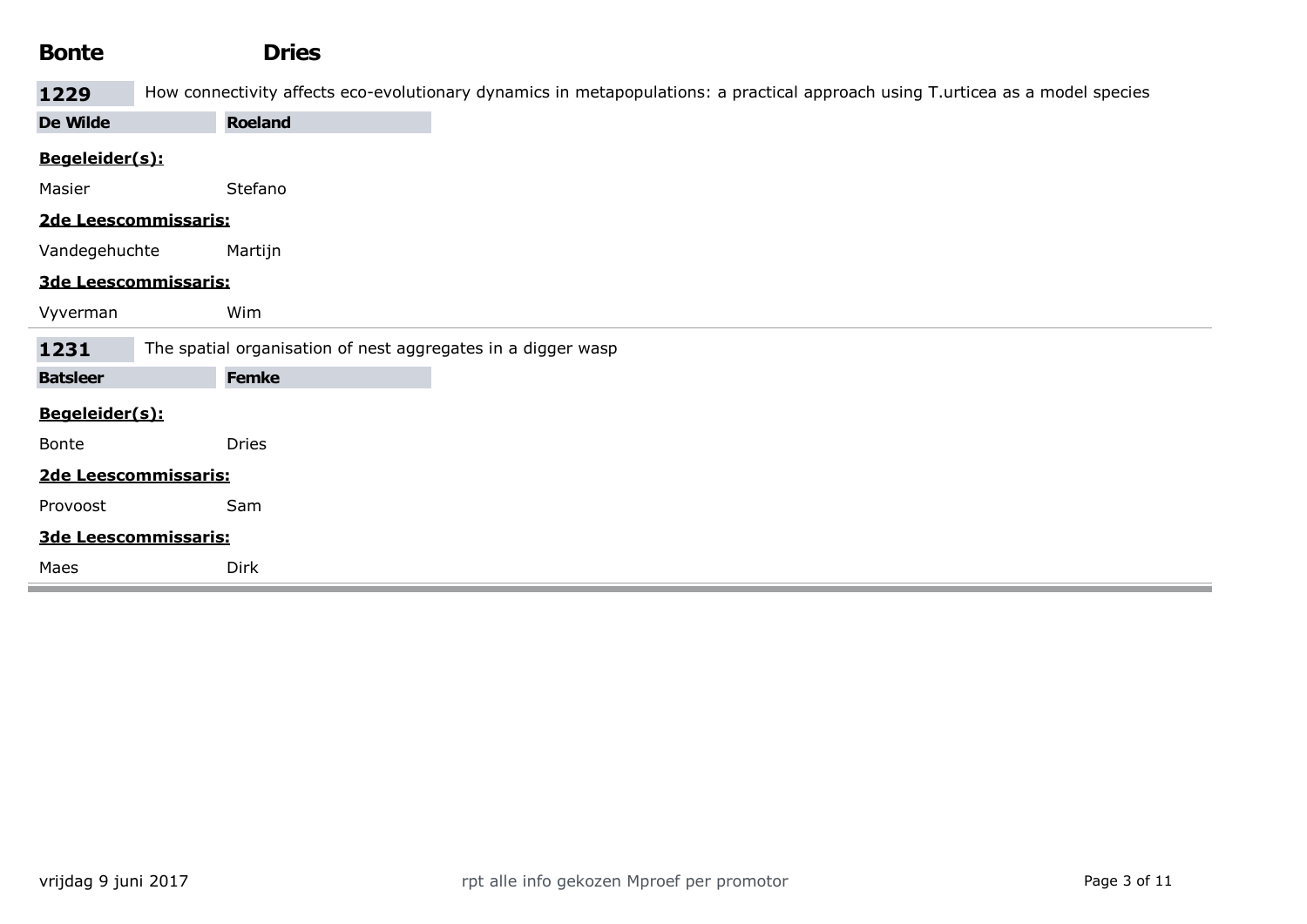## Bonte Dries

**1229** How connectivity affects eco-evolutionary dynamics in metapopulations: a practical approach using T.urticea as a model species

**De Wilde** **Roeland**

**Begeleider(s):**

Masier Stefano

**2de Leescommissaris:**

Vandegehuchte Martijn

**3de Leescommissaris:**

Vyverman Wim

---

**1231** The spatial organisation of nest aggregates in a digger wasp

**Batsleer** **Femke**

**Begeleider(s):**

Bonte Dries

**2de Leescommissaris:**

Provoost Sam

**3de Leescommissaris:**

Maes Dirk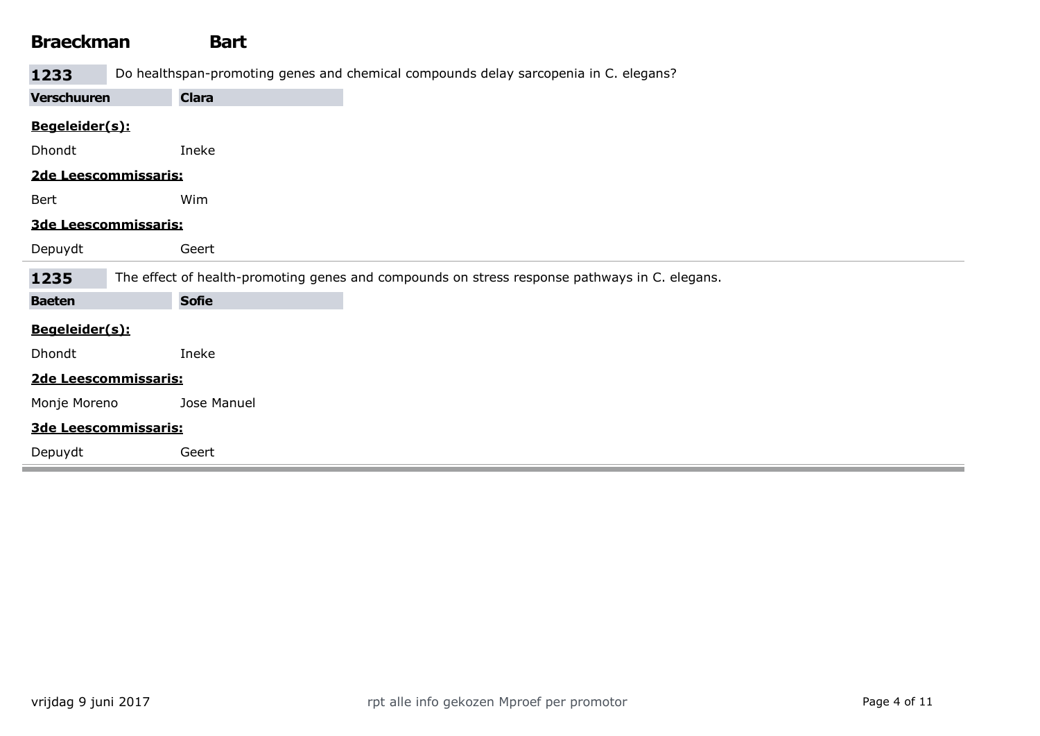## Braeckman Bart

**1233** Do healthspan-promoting genes and chemical compounds delay sarcopenia in C. elegans?

**Verschuuren Clara**

**Begeleider(s):**

Dhondt Ineke

**2de Leescommissaris:**

Bert Wim

**3de Leescommissaris:**

Depuydt Geert

---

**1235** The effect of health-promoting genes and compounds on stress response pathways in C. elegans.

**Baeten Sofie**

**Begeleider(s):**

Dhondt Ineke

**2de Leescommissaris:**

Monje Moreno Jose Manuel

**3de Leescommissaris:**

Depuydt Geert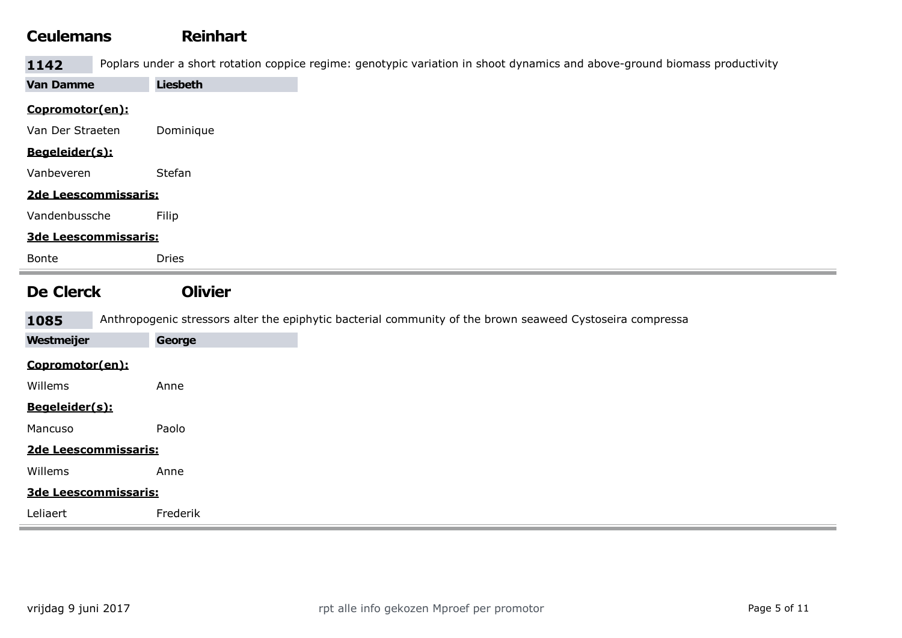## Ceulemans Reinhart

**1142** Poplars under a short rotation coppice regime: genotypic variation in shoot dynamics and above-ground biomass productivity

**Van Damme** **Liesbeth**

**Copromotor(en):**

Van Der Straeten Dominique

**Begeleider(s):**

Vanbeveren Stefan

**2de Leescommissaris:**

Vandenbussche Filip

**3de Leescommissaris:**

Bonte Dries

---

## De Clerck Olivier

**1085** Anthropogenic stressors alter the epiphytic bacterial community of the brown seaweed Cystoseira compressa

**Westmeijer** **George**

**Copromotor(en):**

Willems Anne

**Begeleider(s):**

Mancuso Paolo

**2de Leescommissaris:**

Willems Anne

**3de Leescommissaris:**

Leliaert Frederik

---

vrijdag 9 juni 2017

rpt alle info gekozen Mproef per promotor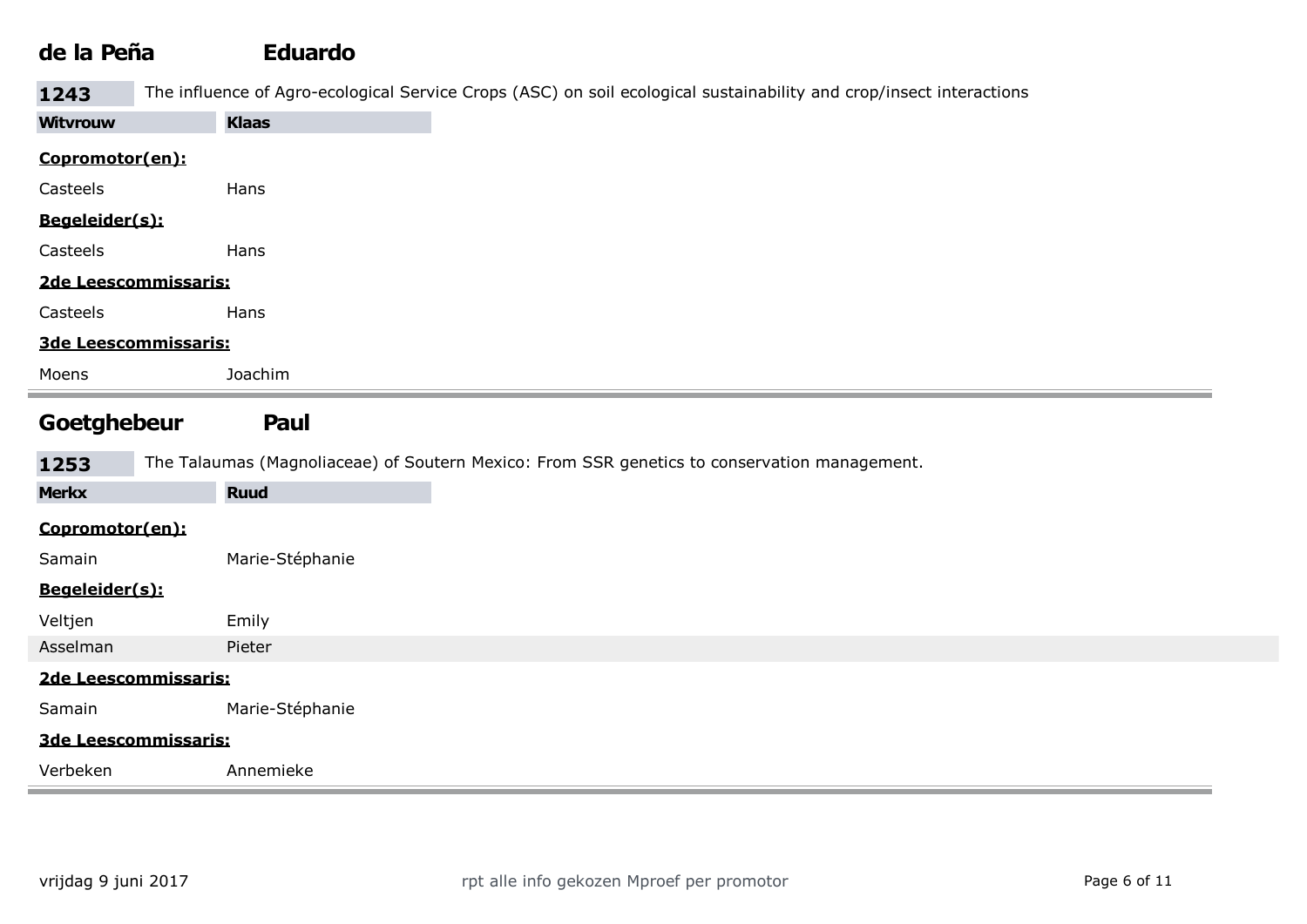## de la Peña Eduardo

**1243** The influence of Agro-ecological Service Crops (ASC) on soil ecological sustainability and crop/insect interactions

**Witvrouw Klaas**

**Copromotor(en):**

Casteels Hans

**Begeleider(s):**

Casteels Hans

**2de Leescommissaris:**

Casteels Hans

**3de Leescommissaris:**

Moens Joachim

---

## Goetghebeur Paul

**1253** The Talaumas (Magnoliaceae) of Soutern Mexico: From SSR genetics to conservation management.

**Merkx Ruud**

**Copromotor(en):**

Samain Marie-Stéphanie

**Begeleider(s):**

Veltjen Emily

Asselman Pieter

**2de Leescommissaris:**

Samain Marie-Stéphanie

**3de Leescommissaris:**

Verbeken Annemieke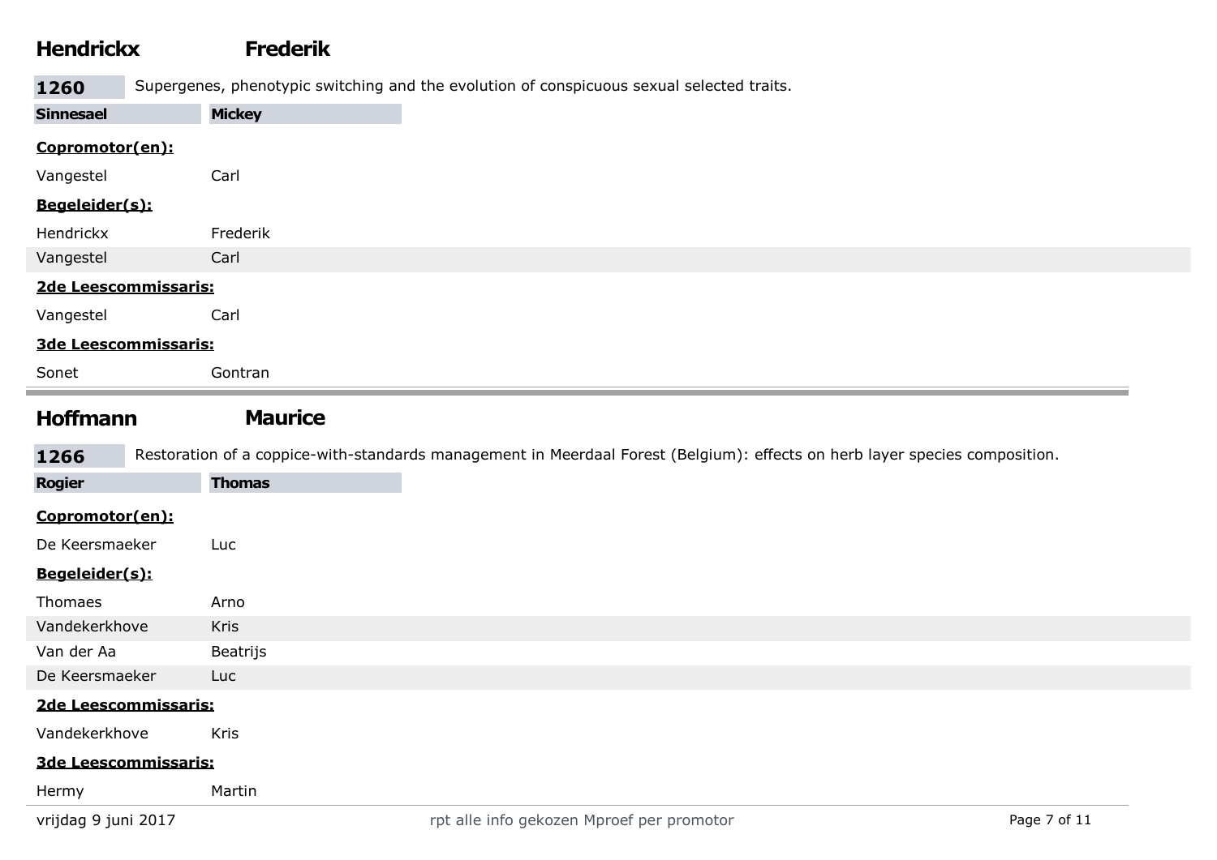## Hendrickx Frederik

**1260** Supergenes, phenotypic switching and the evolution of conspicuous sexual selected traits.

**Sinnesael** **Mickey**

**Copromotor(en):**

Vangestel Carl

**Begeleider(s):**

Hendrickx Frederik

Vangestel Carl

**2de Leescommissaris:**

Vangestel Carl

**3de Leescommissaris:**

Sonet Gontran

---

## Hoffmann Maurice

**1266** Restoration of a coppice-with-standards management in Meerdaal Forest (Belgium): effects on herb layer species composition.

**Rogier** **Thomas**

**Copromotor(en):**

De Keersmaeker Luc

**Begeleider(s):**

Thomaes Arno

Vandekerkhove Kris

Van der Aa Beatrijs

De Keersmaeker Luc

**2de Leescommissaris:**

Vandekerkhove Kris

**3de Leescommissaris:**

Hermy Martin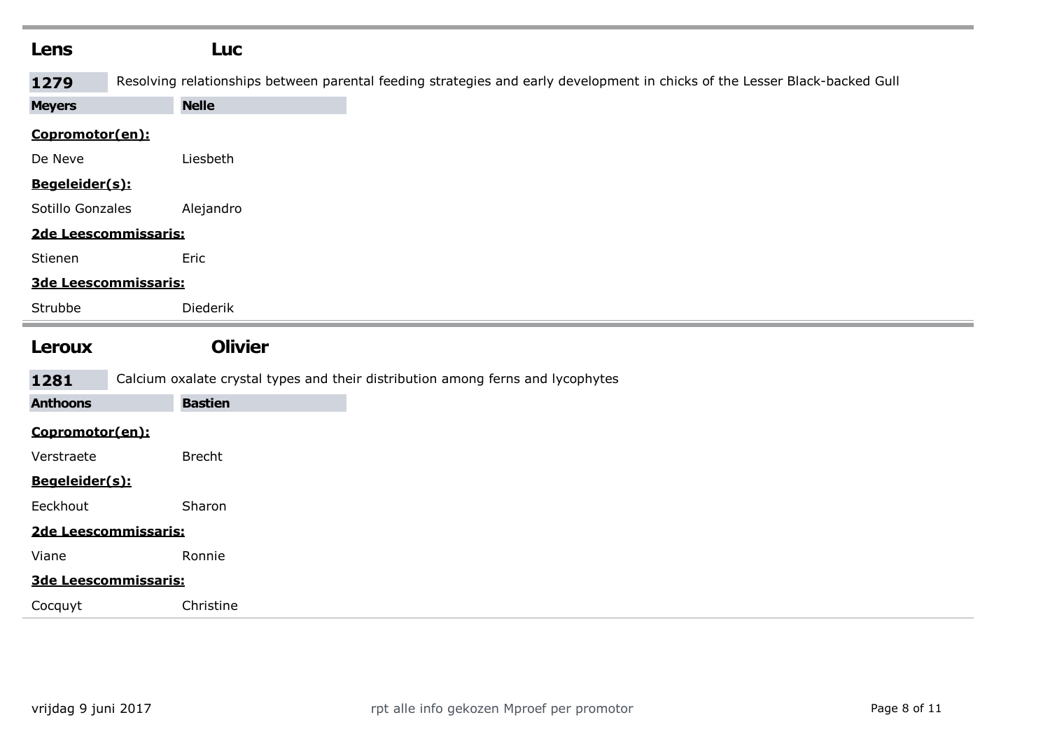## Lens Luc

**1279** Resolving relationships between parental feeding strategies and early development in chicks of the Lesser Black-backed Gull

**Meyers** **Nelle**

**Copromotor(en):**

De Neve Liesbeth

**Begeleider(s):**

Sotillo Gonzales Alejandro

**2de Leescommissaris:**

Stienen Eric

**3de Leescommissaris:**

Strubbe Diederik

---

## Leroux Olivier

**1281** Calcium oxalate crystal types and their distribution among ferns and lycophytes

**Anthoons** **Bastien**

**Copromotor(en):**

Verstraete Brecht

**Begeleider(s):**

Eeckhout Sharon

**2de Leescommissaris:**

Viane Ronnie

**3de Leescommissaris:**

Cocquyt Christine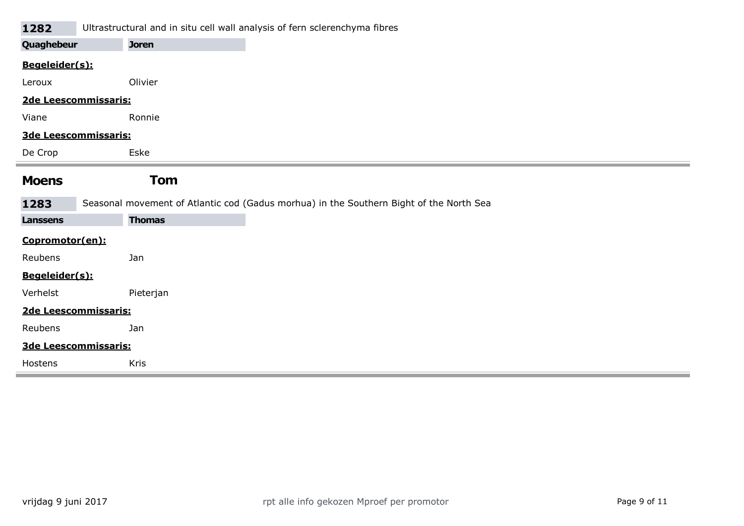**1282** Ultrastructural and in situ cell wall analysis of fern sclerenchyma fibres

**Quaghebeur** **Joren**

**Begeleider(s):**

Leroux Olivier

**2de Leescommissaris:**

Viane Ronnie

**3de Leescommissaris:**

De Crop Eske

---

## Moens Tom

**1283** Seasonal movement of Atlantic cod (Gadus morhua) in the Southern Bight of the North Sea

**Lanssens** **Thomas**

**Copromotor(en):**

Reubens Jan

**Begeleider(s):**

Verhelst Pieterjan

**2de Leescommissaris:**

Reubens Jan

**3de Leescommissaris:**

Hostens Kris

---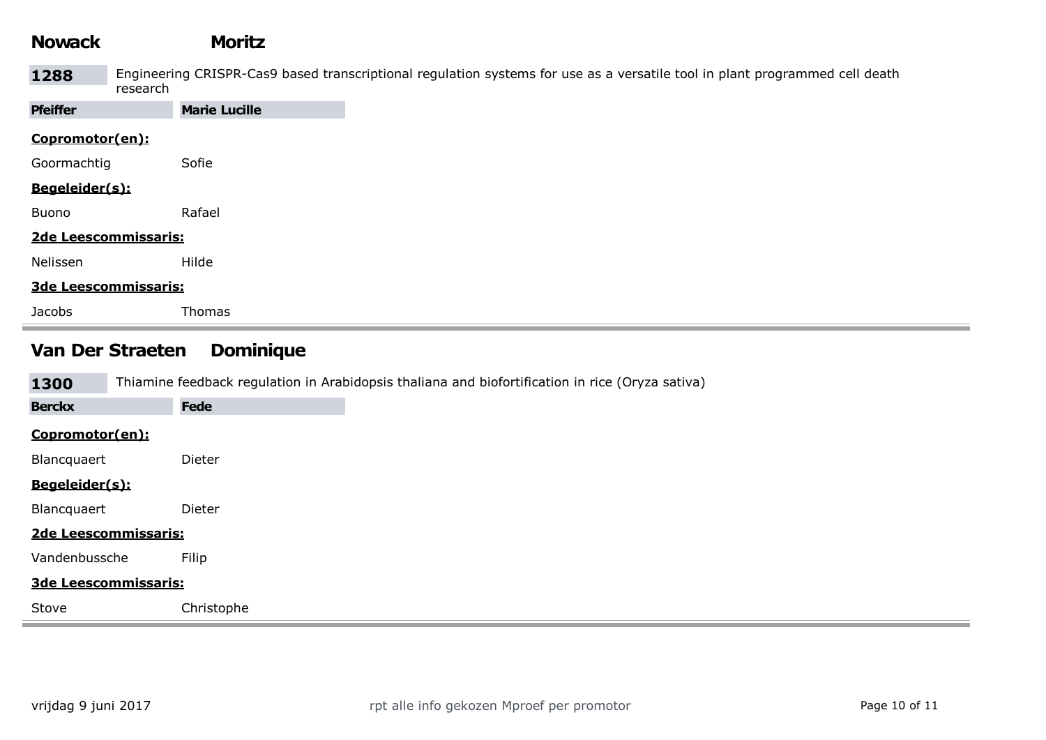## Nowack Moritz

**1288** Engineering CRISPR-Cas9 based transcriptional regulation systems for use as a versatile tool in plant programmed cell death research

**Pfeiffer** **Marie Lucille**

**Copromotor(en):**

Goormachtig Sofie

**Begeleider(s):**

Buono Rafael

**2de Leescommissaris:**

Nelissen Hilde

**3de Leescommissaris:**

Jacobs Thomas

---

## Van Der Straeten Dominique

**1300** Thiamine feedback regulation in Arabidopsis thaliana and biofortification in rice (Oryza sativa)

**Berckx** **Fede**

**Copromotor(en):**

Blancquaert Dieter

**Begeleider(s):**

Blancquaert Dieter

**2de Leescommissaris:**

Vandenbussche Filip

**3de Leescommissaris:**

Stove Christophe

---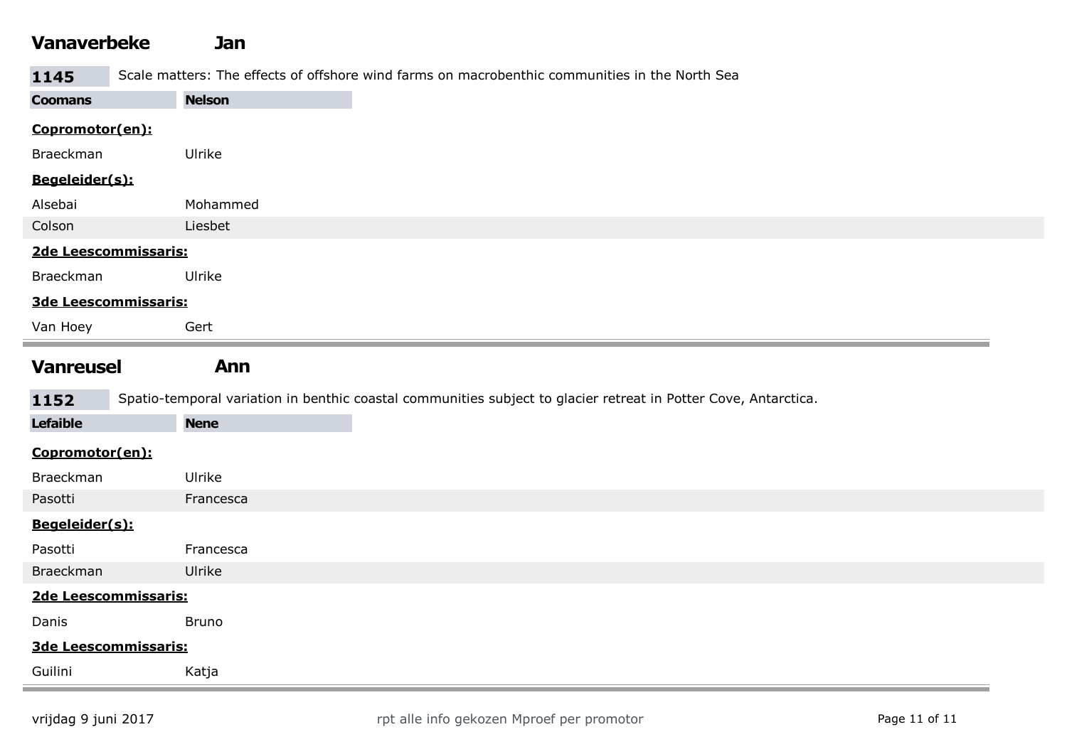## Vanaverbeke Jan

**1145** Scale matters: The effects of offshore wind farms on macrobenthic communities in the North Sea

**Coomans** **Nelson**

**Copromotor(en):**

Braeckman Ulrike

**Begeleider(s):**

Alsebai Mohammed

Colson Liesbet

**2de Leescommissaris:**

Braeckman Ulrike

**3de Leescommissaris:**

Van Hoey Gert

---

## Vanreusel Ann

**1152** Spatio-temporal variation in benthic coastal communities subject to glacier retreat in Potter Cove, Antarctica.

**Lefaible** **Nene**

**Copromotor(en):**

Braeckman Ulrike

Pasotti Francesca

**Begeleider(s):**

Pasotti Francesca

Braeckman Ulrike

**2de Leescommissaris:**

Danis Bruno

**3de Leescommissaris:**

Guilini Katja